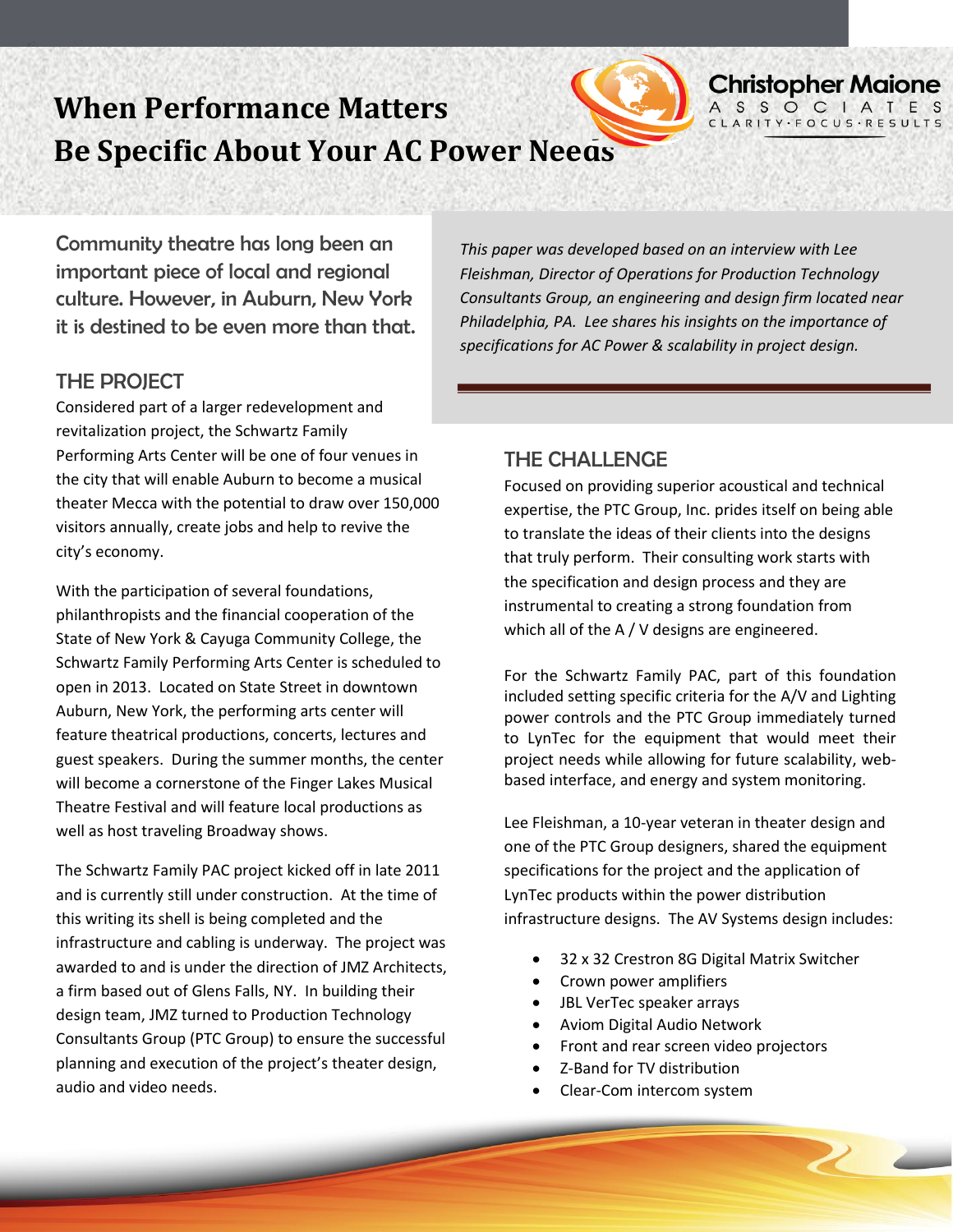# When Performance Matters
# Be Specific About Your AC Power Needs

Christopher Maione Associates
CLARITY·FOCUS·RESULTS

Community theatre has long been an important piece of local and regional culture. However, in Auburn, New York it is destined to be even more than that.

*This paper was developed based on an interview with Lee Fleishman, Director of Operations for Production Technology Consultants Group, an engineering and design firm located near Philadelphia, PA. Lee shares his insights on the importance of specifications for AC Power & scalability in project design.*

## THE PROJECT

Considered part of a larger redevelopment and revitalization project, the Schwartz Family Performing Arts Center will be one of four venues in the city that will enable Auburn to become a musical theater Mecca with the potential to draw over 150,000 visitors annually, create jobs and help to revive the city's economy.

With the participation of several foundations, philanthropists and the financial cooperation of the State of New York & Cayuga Community College, the Schwartz Family Performing Arts Center is scheduled to open in 2013. Located on State Street in downtown Auburn, New York, the performing arts center will feature theatrical productions, concerts, lectures and guest speakers. During the summer months, the center will become a cornerstone of the Finger Lakes Musical Theatre Festival and will feature local productions as well as host traveling Broadway shows.

The Schwartz Family PAC project kicked off in late 2011 and is currently still under construction. At the time of this writing its shell is being completed and the infrastructure and cabling is underway. The project was awarded to and is under the direction of JMZ Architects, a firm based out of Glens Falls, NY. In building their design team, JMZ turned to Production Technology Consultants Group (PTC Group) to ensure the successful planning and execution of the project's theater design, audio and video needs.

## THE CHALLENGE

Focused on providing superior acoustical and technical expertise, the PTC Group, Inc. prides itself on being able to translate the ideas of their clients into the designs that truly perform. Their consulting work starts with the specification and design process and they are instrumental to creating a strong foundation from which all of the A / V designs are engineered.

For the Schwartz Family PAC, part of this foundation included setting specific criteria for the A/V and Lighting power controls and the PTC Group immediately turned to LynTec for the equipment that would meet their project needs while allowing for future scalability, web-based interface, and energy and system monitoring.

Lee Fleishman, a 10-year veteran in theater design and one of the PTC Group designers, shared the equipment specifications for the project and the application of LynTec products within the power distribution infrastructure designs. The AV Systems design includes:

- 32 x 32 Crestron 8G Digital Matrix Switcher
- Crown power amplifiers
- JBL VerTec speaker arrays
- Aviom Digital Audio Network
- Front and rear screen video projectors
- Z-Band for TV distribution
- Clear-Com intercom system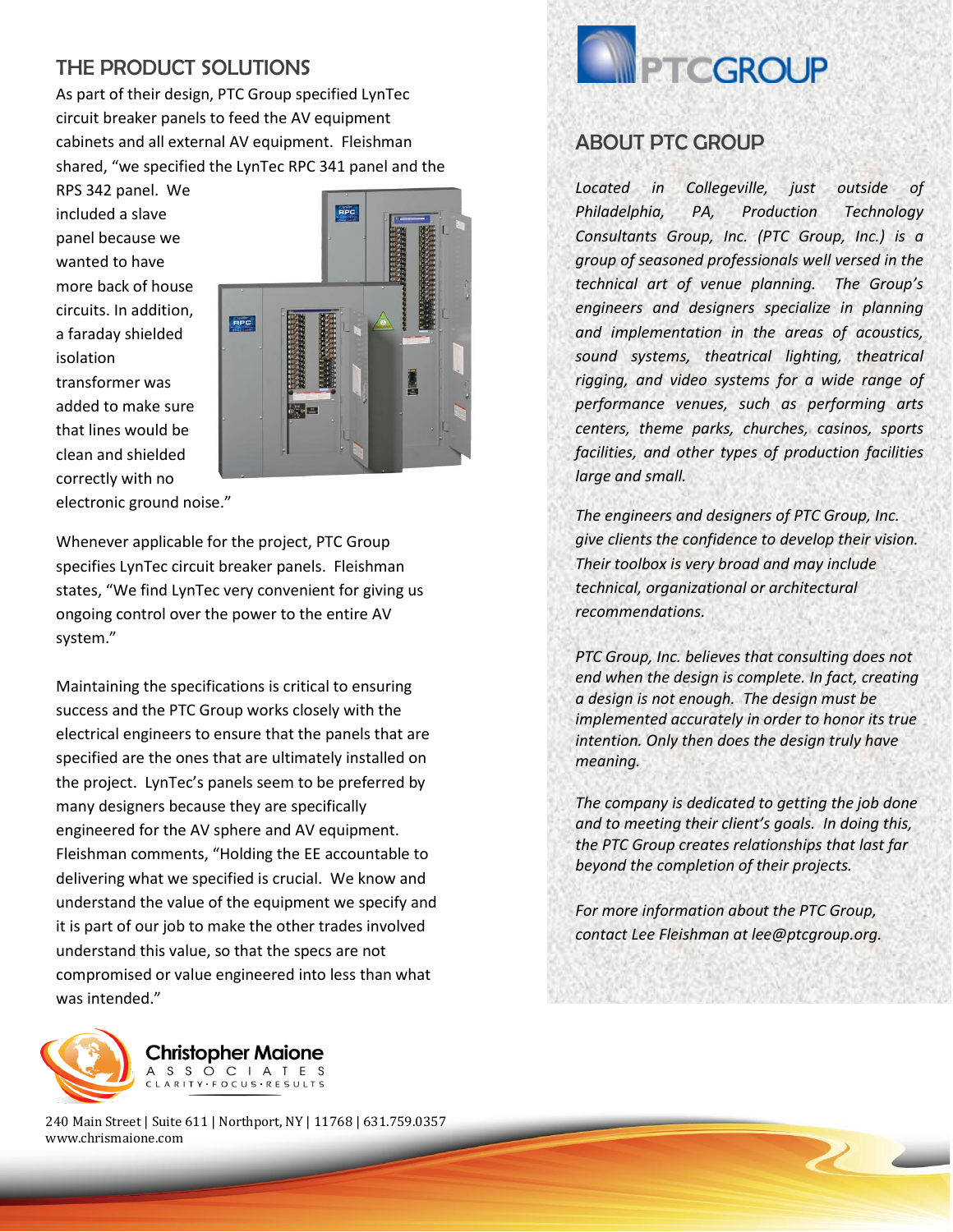## THE PRODUCT SOLUTIONS

As part of their design, PTC Group specified LynTec circuit breaker panels to feed the AV equipment cabinets and all external AV equipment. Fleishman shared, "we specified the LynTec RPC 341 panel and the RPS 342 panel. We included a slave panel because we wanted to have more back of house circuits. In addition, a faraday shielded isolation transformer was added to make sure that lines would be clean and shielded correctly with no electronic ground noise."

Whenever applicable for the project, PTC Group specifies LynTec circuit breaker panels. Fleishman states, "We find LynTec very convenient for giving us ongoing control over the power to the entire AV system."

Maintaining the specifications is critical to ensuring success and the PTC Group works closely with the electrical engineers to ensure that the panels that are specified are the ones that are ultimately installed on the project. LynTec's panels seem to be preferred by many designers because they are specifically engineered for the AV sphere and AV equipment. Fleishman comments, "Holding the EE accountable to delivering what we specified is crucial. We know and understand the value of the equipment we specify and it is part of our job to make the other trades involved understand this value, so that the specs are not compromised or value engineered into less than what was intended."

## ABOUT PTC GROUP

*Located in Collegeville, just outside of Philadelphia, PA, Production Technology Consultants Group, Inc. (PTC Group, Inc.) is a group of seasoned professionals well versed in the technical art of venue planning. The Group's engineers and designers specialize in planning and implementation in the areas of acoustics, sound systems, theatrical lighting, theatrical rigging, and video systems for a wide range of performance venues, such as performing arts centers, theme parks, churches, casinos, sports facilities, and other types of production facilities large and small.*

*The engineers and designers of PTC Group, Inc. give clients the confidence to develop their vision. Their toolbox is very broad and may include technical, organizational or architectural recommendations.*

*PTC Group, Inc. believes that consulting does not end when the design is complete. In fact, creating a design is not enough. The design must be implemented accurately in order to honor its true intention. Only then does the design truly have meaning.*

*The company is dedicated to getting the job done and to meeting their client's goals. In doing this, the PTC Group creates relationships that last far beyond the completion of their projects.*

*For more information about the PTC Group, contact Lee Fleishman at lee@ptcgroup.org.*

Christopher Maione Associates
CLARITY·FOCUS·RESULTS

240 Main Street | Suite 611 | Northport, NY | 11768 | 631.759.0357
www.chrismaione.com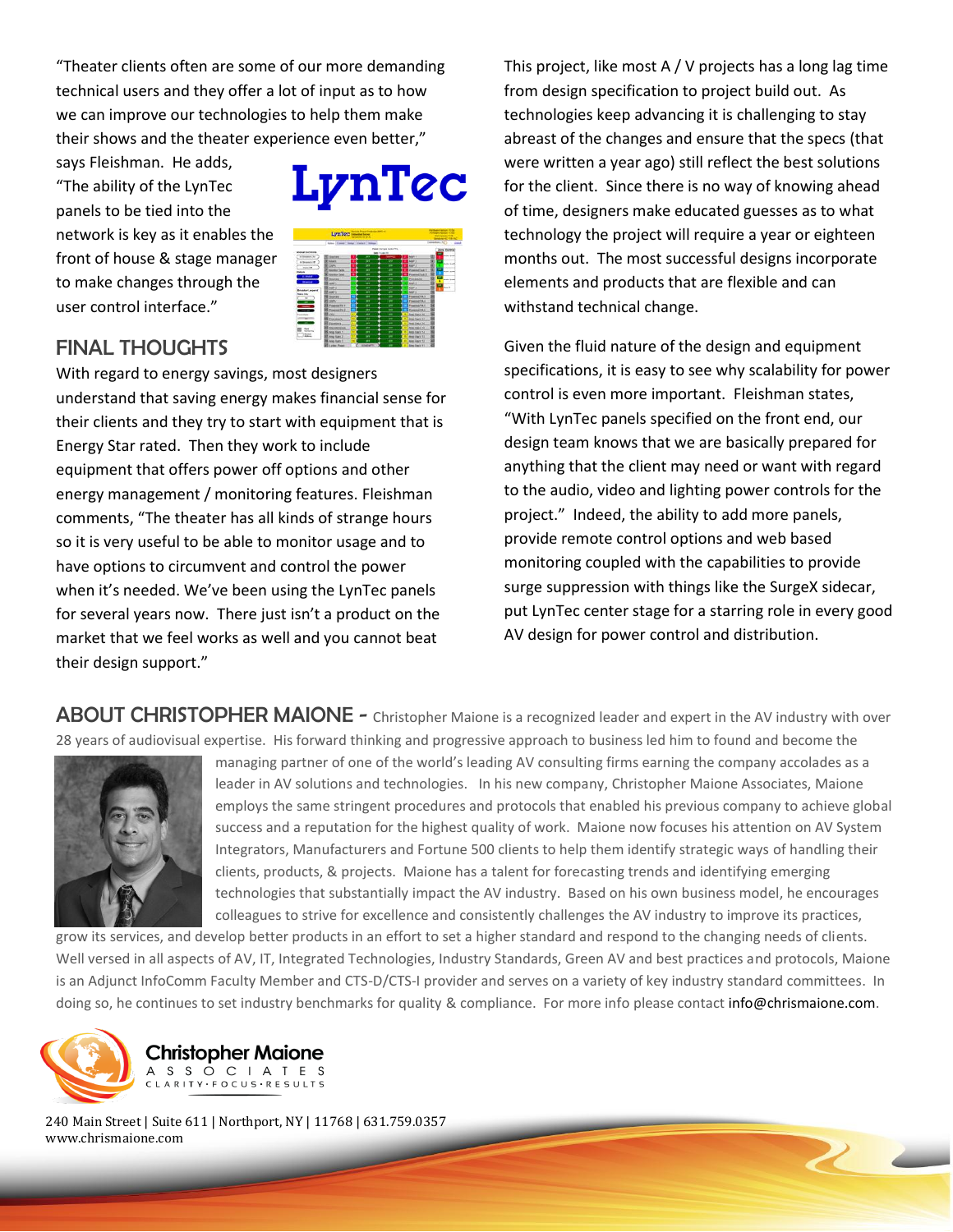"Theater clients often are some of our more demanding technical users and they offer a lot of input as to how we can improve our technologies to help them make their shows and the theater experience even better," says Fleishman. He adds, "The ability of the LynTec panels to be tied into the network is key as it enables the front of house & stage manager to make changes through the user control interface."

## FINAL THOUGHTS

With regard to energy savings, most designers understand that saving energy makes financial sense for their clients and they try to start with equipment that is Energy Star rated. Then they work to include equipment that offers power off options and other energy management / monitoring features. Fleishman comments, "The theater has all kinds of strange hours so it is very useful to be able to monitor usage and to have options to circumvent and control the power when it's needed. We've been using the LynTec panels for several years now. There just isn't a product on the market that we feel works as well and you cannot beat their design support."

This project, like most A / V projects has a long lag time from design specification to project build out. As technologies keep advancing it is challenging to stay abreast of the changes and ensure that the specs (that were written a year ago) still reflect the best solutions for the client. Since there is no way of knowing ahead of time, designers make educated guesses as to what technology the project will require a year or eighteen months out. The most successful designs incorporate elements and products that are flexible and can withstand technical change.

Given the fluid nature of the design and equipment specifications, it is easy to see why scalability for power control is even more important. Fleishman states, "With LynTec panels specified on the front end, our design team knows that we are basically prepared for anything that the client may need or want with regard to the audio, video and lighting power controls for the project." Indeed, the ability to add more panels, provide remote control options and web based monitoring coupled with the capabilities to provide surge suppression with things like the SurgeX sidecar, put LynTec center stage for a starring role in every good AV design for power control and distribution.

## ABOUT CHRISTOPHER MAIONE -

Christopher Maione is a recognized leader and expert in the AV industry with over 28 years of audiovisual expertise. His forward thinking and progressive approach to business led him to found and become the managing partner of one of the world's leading AV consulting firms earning the company accolades as a leader in AV solutions and technologies. In his new company, Christopher Maione Associates, Maione employs the same stringent procedures and protocols that enabled his previous company to achieve global success and a reputation for the highest quality of work. Maione now focuses his attention on AV System Integrators, Manufacturers and Fortune 500 clients to help them identify strategic ways of handling their clients, products, & projects. Maione has a talent for forecasting trends and identifying emerging technologies that substantially impact the AV industry. Based on his own business model, he encourages colleagues to strive for excellence and consistently challenges the AV industry to improve its practices, grow its services, and develop better products in an effort to set a higher standard and respond to the changing needs of clients. Well versed in all aspects of AV, IT, Integrated Technologies, Industry Standards, Green AV and best practices and protocols, Maione is an Adjunct InfoComm Faculty Member and CTS-D/CTS-I provider and serves on a variety of key industry standard committees. In doing so, he continues to set industry benchmarks for quality & compliance. For more info please contact info@chrismaione.com.

Christopher Maione
ASSOCIATES
CLARITY·FOCUS·RESULTS

240 Main Street | Suite 611 | Northport, NY | 11768 | 631.759.0357
www.chrismaione.com